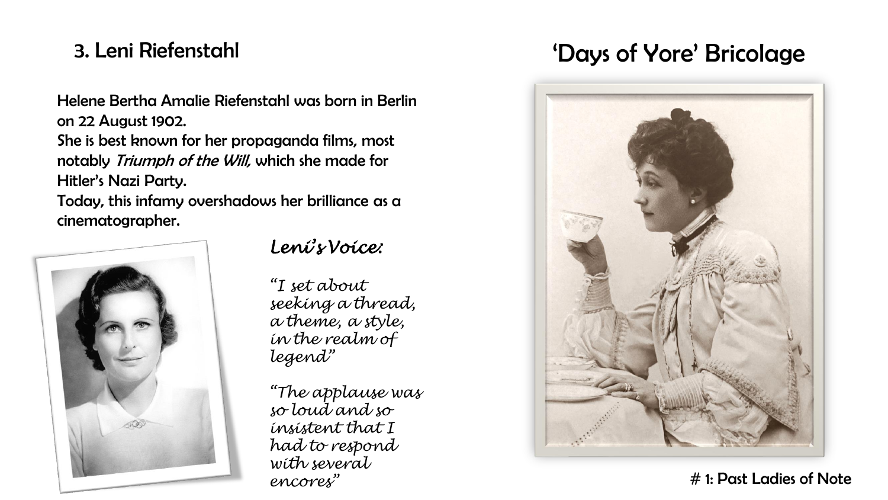## 3. Leni Riefenstahl

## 'Days of Yore' Bricolage

Helene Bertha Amalie Riefenstahl was born in Berlin on 22 August 1902.
She is best known for her propaganda films, most notably *Triumph of the Will,* which she made for Hitler's Nazi Party.
Today, this infamy overshadows her brilliance as a cinematographer.

*Leni's Voice:*

*"I set about seeking a thread, a theme, a style, in the realm of legend"*

*"The applause was so loud and so insistent that I had to respond with several encores"*

# 1: Past Ladies of Note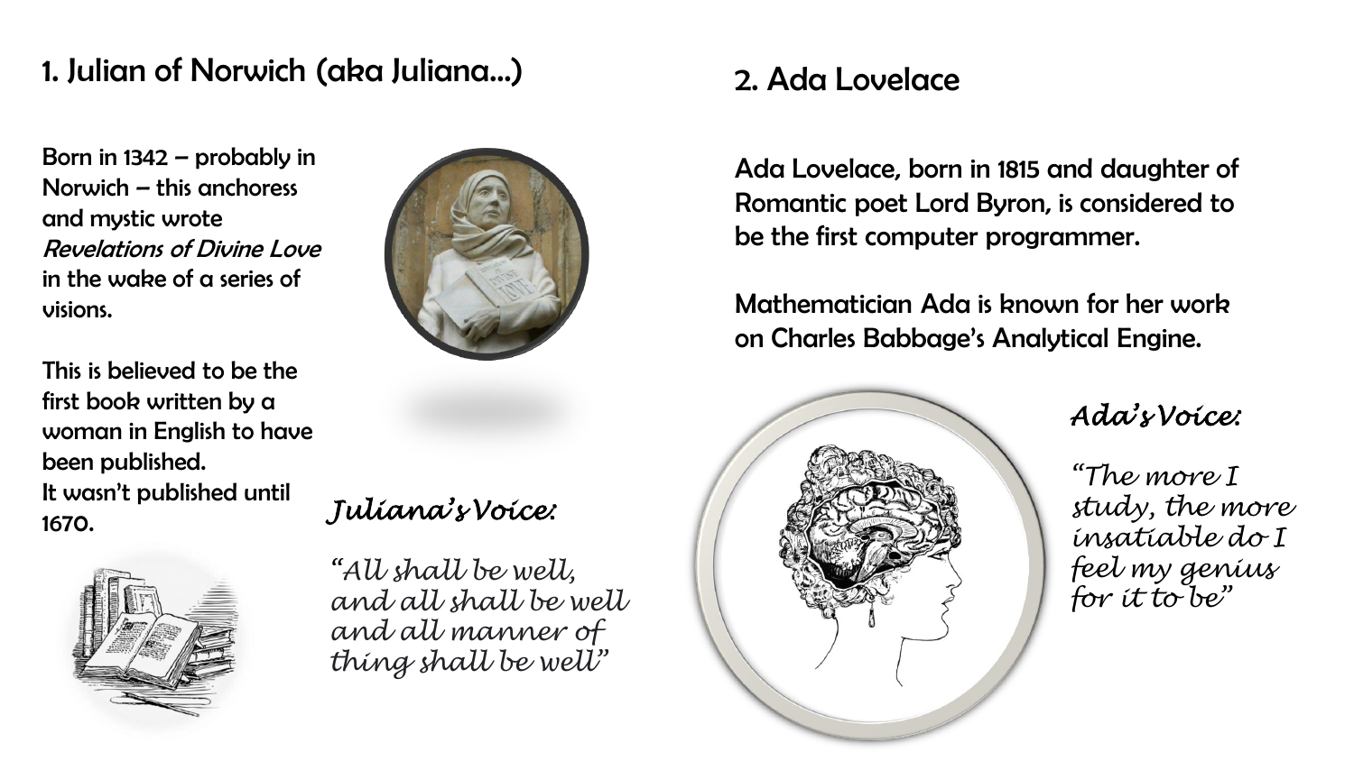## 1. Julian of Norwich (aka Juliana…)

Born in 1342 – probably in Norwich – this anchoress and mystic wrote *Revelations of Divine Love* in the wake of a series of visions.

This is believed to be the first book written by a woman in English to have been published.
It wasn't published until 1670.

*Juliana's Voice:*

*"All shall be well, and all shall be well and all manner of thing shall be well"*

## 2. Ada Lovelace

Ada Lovelace, born in 1815 and daughter of Romantic poet Lord Byron, is considered to be the first computer programmer.

Mathematician Ada is known for her work on Charles Babbage's Analytical Engine.

*Ada's Voice:*

*"The more I study, the more insatiable do I feel my genius for it to be"*